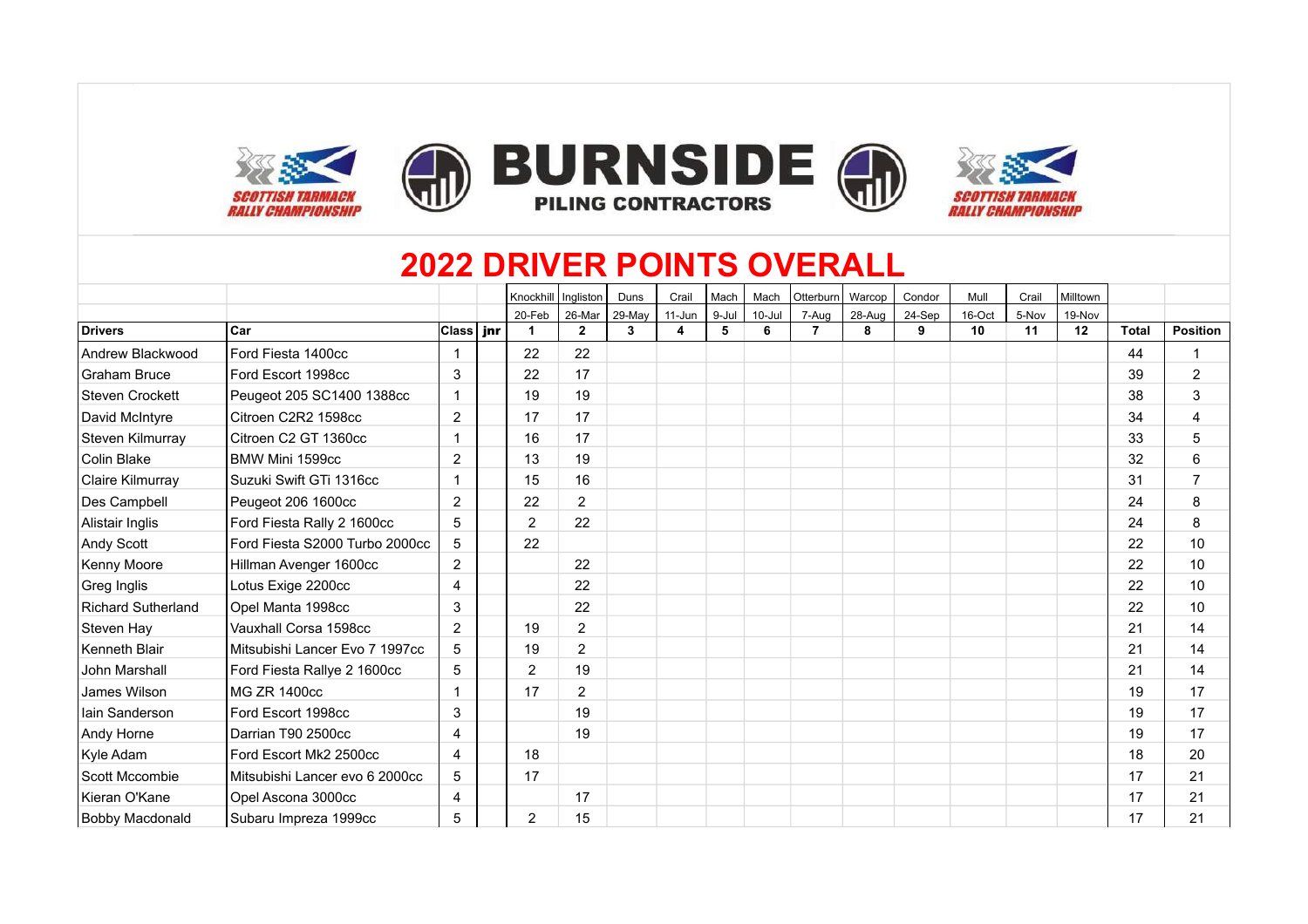SCOTTISH TARMACK RALLY CHAMPIONSHIP

BURNSIDE PILING CONTRACTORS

SCOTTISH TARMACK RALLY CHAMPIONSHIP

# 2022 DRIVER POINTS OVERALL

| | | | | Knockhill | Ingliston | Duns | Crail | Mach | Mach | Otterburn | Warcop | Condor | Mull | Crail | Milltown | | |
|---|---|---|---|---|---|---|---|---|---|---|---|---|---|---|---|---|---|
| | | | | 20-Feb | 26-Mar | 29-May | 11-Jun | 9-Jul | 10-Jul | 7-Aug | 28-Aug | 24-Sep | 16-Oct | 5-Nov | 19-Nov | | |
| **Drivers** | **Car** | **Class** | **jnr** | **1** | **2** | **3** | **4** | **5** | **6** | **7** | **8** | **9** | **10** | **11** | **12** | **Total** | **Position** |
| Andrew Blackwood | Ford Fiesta 1400cc | 1 | | 22 | 22 | | | | | | | | | | | 44 | 1 |
| Graham Bruce | Ford Escort 1998cc | 3 | | 22 | 17 | | | | | | | | | | | 39 | 2 |
| Steven Crockett | Peugeot 205 SC1400 1388cc | 1 | | 19 | 19 | | | | | | | | | | | 38 | 3 |
| David McIntyre | Citroen C2R2 1598cc | 2 | | 17 | 17 | | | | | | | | | | | 34 | 4 |
| Steven Kilmurray | Citroen C2 GT 1360cc | 1 | | 16 | 17 | | | | | | | | | | | 33 | 5 |
| Colin Blake | BMW Mini 1599cc | 2 | | 13 | 19 | | | | | | | | | | | 32 | 6 |
| Claire Kilmurray | Suzuki Swift GTi 1316cc | 1 | | 15 | 16 | | | | | | | | | | | 31 | 7 |
| Des Campbell | Peugeot 206 1600cc | 2 | | 22 | 2 | | | | | | | | | | | 24 | 8 |
| Alistair Inglis | Ford Fiesta Rally 2 1600cc | 5 | | 2 | 22 | | | | | | | | | | | 24 | 8 |
| Andy Scott | Ford Fiesta S2000 Turbo 2000cc | 5 | | 22 | | | | | | | | | | | | 22 | 10 |
| Kenny Moore | Hillman Avenger 1600cc | 2 | | | 22 | | | | | | | | | | | 22 | 10 |
| Greg Inglis | Lotus Exige 2200cc | 4 | | | 22 | | | | | | | | | | | 22 | 10 |
| Richard Sutherland | Opel Manta 1998cc | 3 | | | 22 | | | | | | | | | | | 22 | 10 |
| Steven Hay | Vauxhall Corsa 1598cc | 2 | | 19 | 2 | | | | | | | | | | | 21 | 14 |
| Kenneth Blair | Mitsubishi Lancer Evo 7 1997cc | 5 | | 19 | 2 | | | | | | | | | | | 21 | 14 |
| John Marshall | Ford Fiesta Rallye 2 1600cc | 5 | | 2 | 19 | | | | | | | | | | | 21 | 14 |
| James Wilson | MG ZR 1400cc | 1 | | 17 | 2 | | | | | | | | | | | 19 | 17 |
| Iain Sanderson | Ford Escort 1998cc | 3 | | | 19 | | | | | | | | | | | 19 | 17 |
| Andy Horne | Darrian T90 2500cc | 4 | | | 19 | | | | | | | | | | | 19 | 17 |
| Kyle Adam | Ford Escort Mk2 2500cc | 4 | | 18 | | | | | | | | | | | | 18 | 20 |
| Scott Mccombie | Mitsubishi Lancer evo 6 2000cc | 5 | | 17 | | | | | | | | | | | | 17 | 21 |
| Kieran O'Kane | Opel Ascona 3000cc | 4 | | | 17 | | | | | | | | | | | 17 | 21 |
| Bobby Macdonald | Subaru Impreza 1999cc | 5 | | 2 | 15 | | | | | | | | | | | 17 | 21 |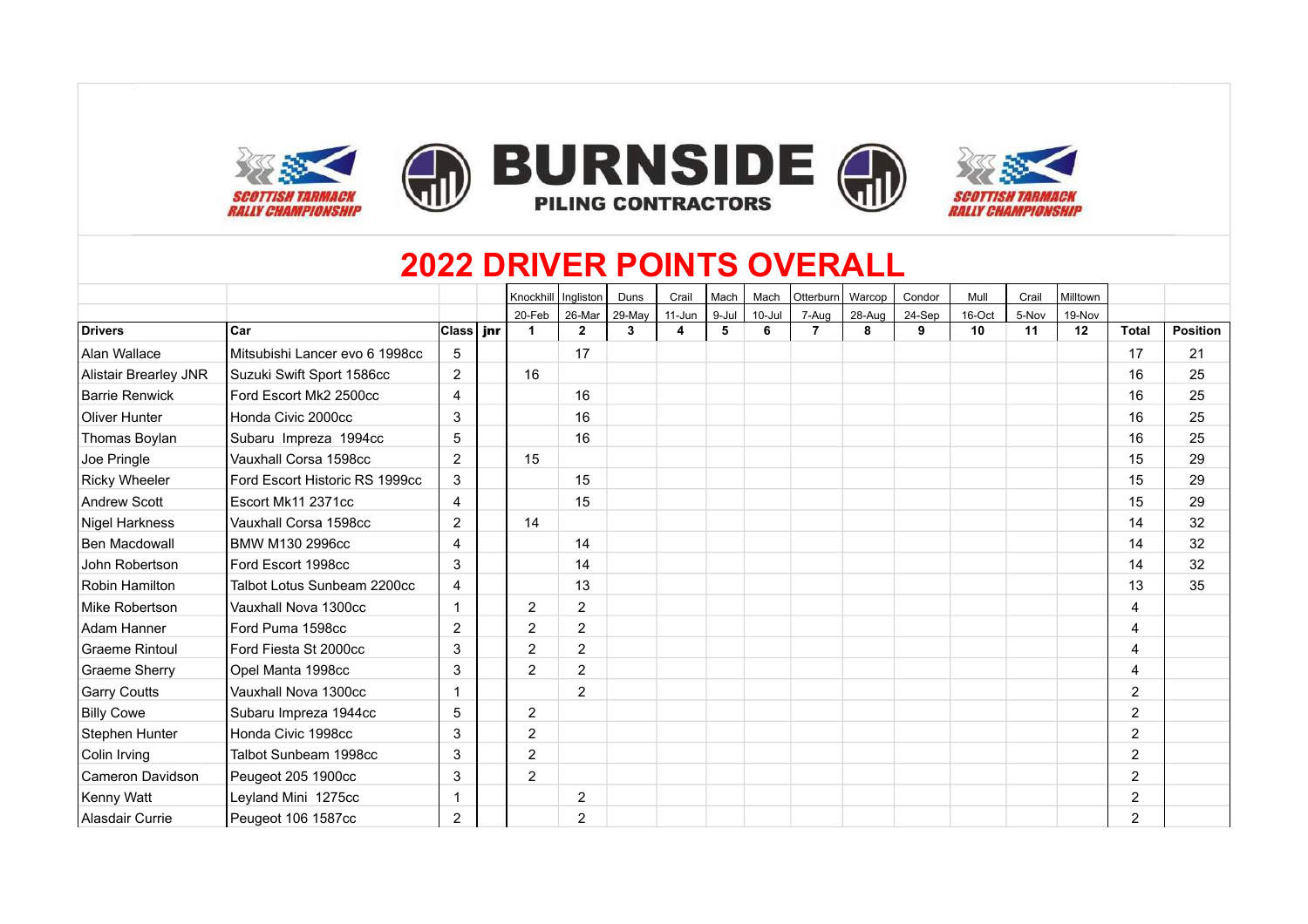BURNSIDE PILING CONTRACTORS

SCOTTISH TARMACK RALLY CHAMPIONSHIP

# 2022 DRIVER POINTS OVERALL

| | | | | Knockhill | Ingliston | Duns | Crail | Mach | Mach | Otterburn | Warcop | Condor | Mull | Crail | Milltown | | |
|---|---|---|---|---|---|---|---|---|---|---|---|---|---|---|---|---|---|
| | | | | 20-Feb | 26-Mar | 29-May | 11-Jun | 9-Jul | 10-Jul | 7-Aug | 28-Aug | 24-Sep | 16-Oct | 5-Nov | 19-Nov | | |
| **Drivers** | **Car** | **Class** | **jnr** | **1** | **2** | **3** | **4** | **5** | **6** | **7** | **8** | **9** | **10** | **11** | **12** | **Total** | **Position** |
| Alan Wallace | Mitsubishi Lancer evo 6 1998cc | 5 | | | 17 | | | | | | | | | | | 17 | 21 |
| Alistair Brearley JNR | Suzuki Swift Sport 1586cc | 2 | | 16 | | | | | | | | | | | | 16 | 25 |
| Barrie Renwick | Ford Escort Mk2 2500cc | 4 | | | 16 | | | | | | | | | | | 16 | 25 |
| Oliver Hunter | Honda Civic 2000cc | 3 | | | 16 | | | | | | | | | | | 16 | 25 |
| Thomas Boylan | Subaru Impreza 1994cc | 5 | | | 16 | | | | | | | | | | | 16 | 25 |
| Joe Pringle | Vauxhall Corsa 1598cc | 2 | | 15 | | | | | | | | | | | | 15 | 29 |
| Ricky Wheeler | Ford Escort Historic RS 1999cc | 3 | | | 15 | | | | | | | | | | | 15 | 29 |
| Andrew Scott | Escort Mk11 2371cc | 4 | | | 15 | | | | | | | | | | | 15 | 29 |
| Nigel Harkness | Vauxhall Corsa 1598cc | 2 | | 14 | | | | | | | | | | | | 14 | 32 |
| Ben Macdowall | BMW M130 2996cc | 4 | | | 14 | | | | | | | | | | | 14 | 32 |
| John Robertson | Ford Escort 1998cc | 3 | | | 14 | | | | | | | | | | | 14 | 32 |
| Robin Hamilton | Talbot Lotus Sunbeam 2200cc | 4 | | | 13 | | | | | | | | | | | 13 | 35 |
| Mike Robertson | Vauxhall Nova 1300cc | 1 | | 2 | 2 | | | | | | | | | | | 4 | |
| Adam Hanner | Ford Puma 1598cc | 2 | | 2 | 2 | | | | | | | | | | | 4 | |
| Graeme Rintoul | Ford Fiesta St 2000cc | 3 | | 2 | 2 | | | | | | | | | | | 4 | |
| Graeme Sherry | Opel Manta 1998cc | 3 | | 2 | 2 | | | | | | | | | | | 4 | |
| Garry Coutts | Vauxhall Nova 1300cc | 1 | | | 2 | | | | | | | | | | | 2 | |
| Billy Cowe | Subaru Impreza 1944cc | 5 | | 2 | | | | | | | | | | | | 2 | |
| Stephen Hunter | Honda Civic 1998cc | 3 | | 2 | | | | | | | | | | | | 2 | |
| Colin Irving | Talbot Sunbeam 1998cc | 3 | | 2 | | | | | | | | | | | | 2 | |
| Cameron Davidson | Peugeot 205 1900cc | 3 | | 2 | | | | | | | | | | | | 2 | |
| Kenny Watt | Leyland Mini 1275cc | 1 | | | 2 | | | | | | | | | | | 2 | |
| Alasdair Currie | Peugeot 106 1587cc | 2 | | | 2 | | | | | | | | | | | 2 | |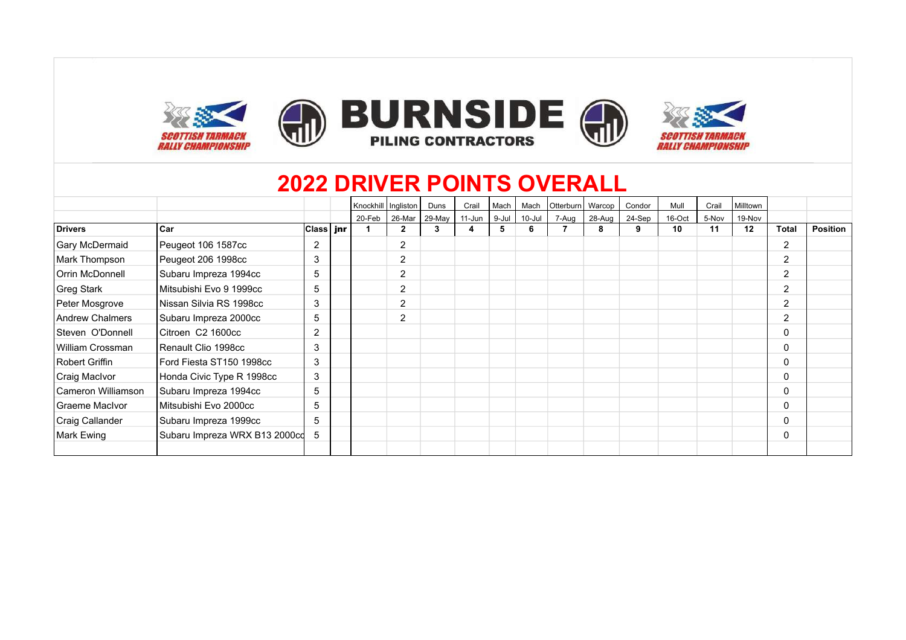# 2022 DRIVER POINTS OVERALL

| | | | | Knockhill | Ingliston | Duns | Crail | Mach | Mach | Otterburn | Warcop | Condor | Mull | Crail | Milltown | | |
|---|---|---|---|---|---|---|---|---|---|---|---|---|---|---|---|---|---|
| | | | | 20-Feb | 26-Mar | 29-May | 11-Jun | 9-Jul | 10-Jul | 7-Aug | 28-Aug | 24-Sep | 16-Oct | 5-Nov | 19-Nov | | |
| **Drivers** | **Car** | **Class** | **jnr** | **1** | **2** | **3** | **4** | **5** | **6** | **7** | **8** | **9** | **10** | **11** | **12** | **Total** | **Position** |
| Gary McDermaid | Peugeot 106 1587cc | 2 | | | 2 | | | | | | | | | | | 2 | |
| Mark Thompson | Peugeot 206 1998cc | 3 | | | 2 | | | | | | | | | | | 2 | |
| Orrin McDonnell | Subaru Impreza 1994cc | 5 | | | 2 | | | | | | | | | | | 2 | |
| Greg Stark | Mitsubishi Evo 9 1999cc | 5 | | | 2 | | | | | | | | | | | 2 | |
| Peter Mosgrove | Nissan Silvia RS 1998cc | 3 | | | 2 | | | | | | | | | | | 2 | |
| Andrew Chalmers | Subaru Impreza 2000cc | 5 | | | 2 | | | | | | | | | | | 2 | |
| Steven O'Donnell | Citroen C2 1600cc | 2 | | | | | | | | | | | | | | 0 | |
| William Crossman | Renault Clio 1998cc | 3 | | | | | | | | | | | | | | 0 | |
| Robert Griffin | Ford Fiesta ST150 1998cc | 3 | | | | | | | | | | | | | | 0 | |
| Craig MacIvor | Honda Civic Type R 1998cc | 3 | | | | | | | | | | | | | | 0 | |
| Cameron Williamson | Subaru Impreza 1994cc | 5 | | | | | | | | | | | | | | 0 | |
| Graeme MacIvor | Mitsubishi Evo 2000cc | 5 | | | | | | | | | | | | | | 0 | |
| Craig Callander | Subaru Impreza 1999cc | 5 | | | | | | | | | | | | | | 0 | |
| Mark Ewing | Subaru Impreza WRX B13 2000cc | 5 | | | | | | | | | | | | | | 0 | |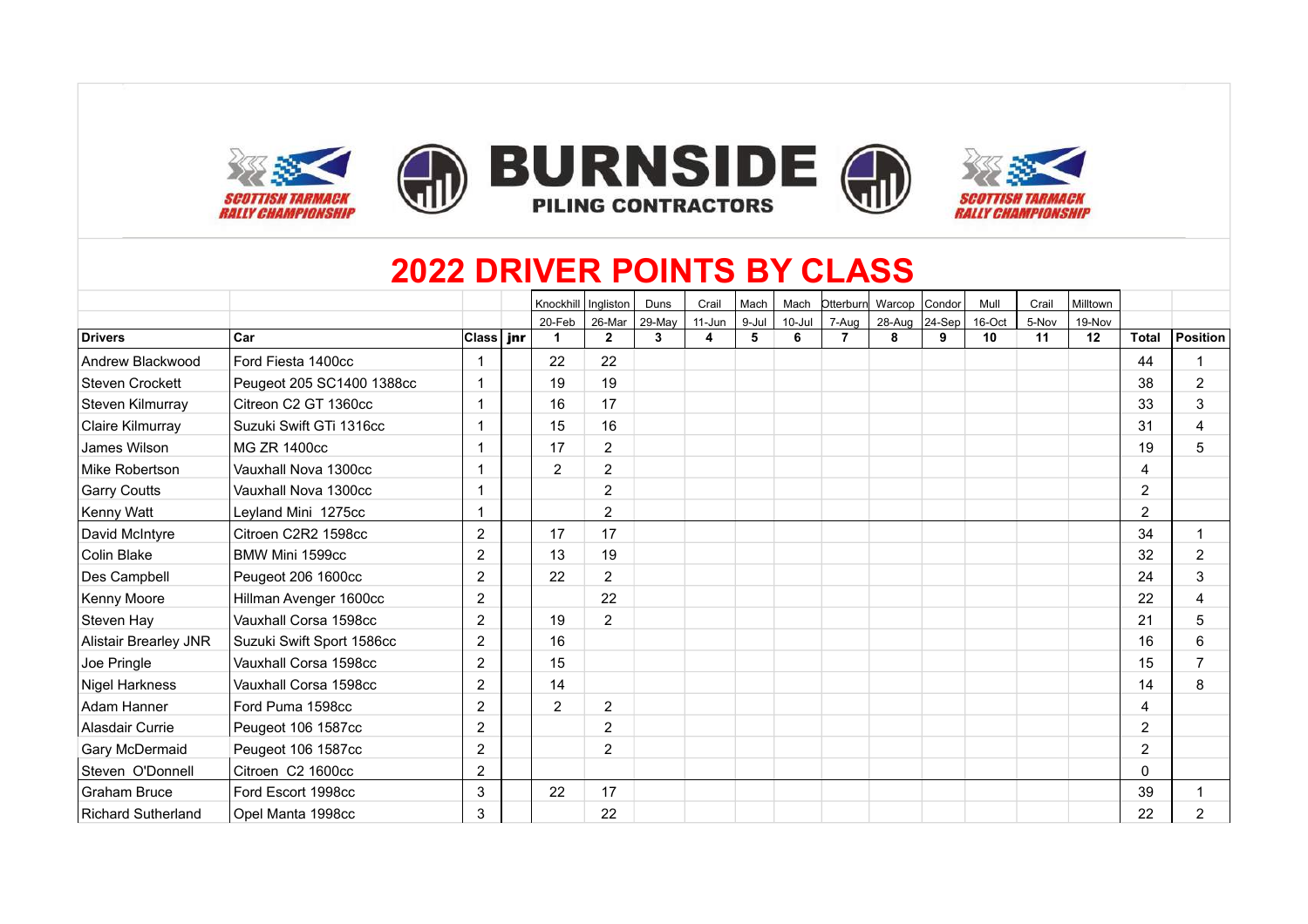# 2022 DRIVER POINTS BY CLASS

| | | | | Knockhill | Ingliston | Duns | Crail | Mach | Mach | Otterburn | Warcop | Condor | Mull | Crail | Milltown | | |
|---|---|---|---|---|---|---|---|---|---|---|---|---|---|---|---|---|---|
| | | | | 20-Feb | 26-Mar | 29-May | 11-Jun | 9-Jul | 10-Jul | 7-Aug | 28-Aug | 24-Sep | 16-Oct | 5-Nov | 19-Nov | | |
| **Drivers** | **Car** | **Class** | **jnr** | **1** | **2** | **3** | **4** | **5** | **6** | **7** | **8** | **9** | **10** | **11** | **12** | **Total** | **Position** |
| Andrew Blackwood | Ford Fiesta 1400cc | 1 | | 22 | 22 | | | | | | | | | | | 44 | 1 |
| Steven Crockett | Peugeot 205 SC1400 1388cc | 1 | | 19 | 19 | | | | | | | | | | | 38 | 2 |
| Steven Kilmurray | Citreon C2 GT 1360cc | 1 | | 16 | 17 | | | | | | | | | | | 33 | 3 |
| Claire Kilmurray | Suzuki Swift GTi 1316cc | 1 | | 15 | 16 | | | | | | | | | | | 31 | 4 |
| James Wilson | MG ZR 1400cc | 1 | | 17 | 2 | | | | | | | | | | | 19 | 5 |
| Mike Robertson | Vauxhall Nova 1300cc | 1 | | 2 | 2 | | | | | | | | | | | 4 | |
| Garry Coutts | Vauxhall Nova 1300cc | 1 | | | 2 | | | | | | | | | | | 2 | |
| Kenny Watt | Leyland Mini 1275cc | 1 | | | 2 | | | | | | | | | | | 2 | |
| David McIntyre | Citroen C2R2 1598cc | 2 | | 17 | 17 | | | | | | | | | | | 34 | 1 |
| Colin Blake | BMW Mini 1599cc | 2 | | 13 | 19 | | | | | | | | | | | 32 | 2 |
| Des Campbell | Peugeot 206 1600cc | 2 | | 22 | 2 | | | | | | | | | | | 24 | 3 |
| Kenny Moore | Hillman Avenger 1600cc | 2 | | | 22 | | | | | | | | | | | 22 | 4 |
| Steven Hay | Vauxhall Corsa 1598cc | 2 | | 19 | 2 | | | | | | | | | | | 21 | 5 |
| Alistair Brearley JNR | Suzuki Swift Sport 1586cc | 2 | | 16 | | | | | | | | | | | | 16 | 6 |
| Joe Pringle | Vauxhall Corsa 1598cc | 2 | | 15 | | | | | | | | | | | | 15 | 7 |
| Nigel Harkness | Vauxhall Corsa 1598cc | 2 | | 14 | | | | | | | | | | | | 14 | 8 |
| Adam Hanner | Ford Puma 1598cc | 2 | | 2 | 2 | | | | | | | | | | | 4 | |
| Alasdair Currie | Peugeot 106 1587cc | 2 | | | 2 | | | | | | | | | | | 2 | |
| Gary McDermaid | Peugeot 106 1587cc | 2 | | | 2 | | | | | | | | | | | 2 | |
| Steven O'Donnell | Citroen C2 1600cc | 2 | | | | | | | | | | | | | | 0 | |
| Graham Bruce | Ford Escort 1998cc | 3 | | 22 | 17 | | | | | | | | | | | 39 | 1 |
| Richard Sutherland | Opel Manta 1998cc | 3 | | | 22 | | | | | | | | | | | 22 | 2 |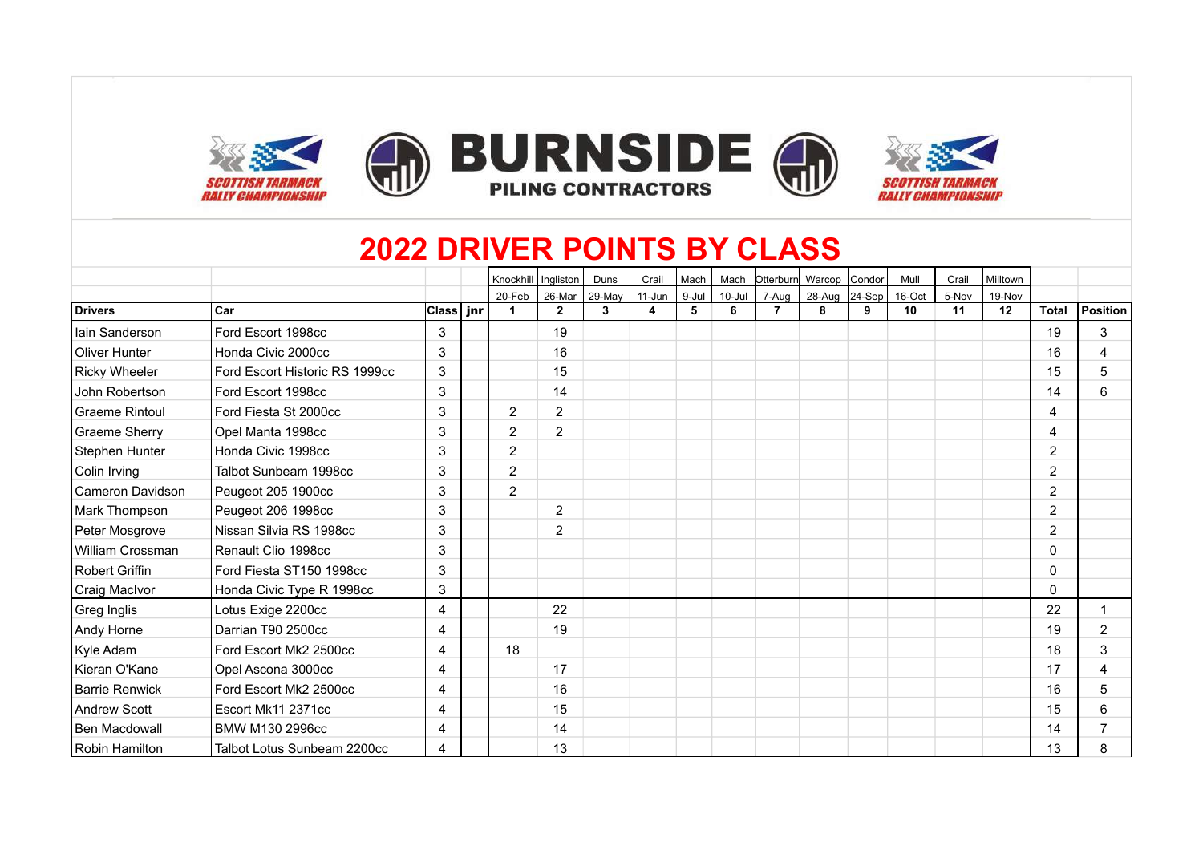SCOTTISH TARMACK RALLY CHAMPIONSHIP

BURNSIDE PILING CONTRACTORS

SCOTTISH TARMACK RALLY CHAMPIONSHIP

# 2022 DRIVER POINTS BY CLASS

| | | | | Knockhill | Ingliston | Duns | Crail | Mach | Mach | Otterburn | Warcop | Condor | Mull | Crail | Milltown | | |
|---|---|---|---|---|---|---|---|---|---|---|---|---|---|---|---|---|---|
| | | | | 20-Feb | 26-Mar | 29-May | 11-Jun | 9-Jul | 10-Jul | 7-Aug | 28-Aug | 24-Sep | 16-Oct | 5-Nov | 19-Nov | | |
| **Drivers** | **Car** | **Class** | **jnr** | **1** | **2** | **3** | **4** | **5** | **6** | **7** | **8** | **9** | **10** | **11** | **12** | **Total** | **Position** |
| Iain Sanderson | Ford Escort 1998cc | 3 | | | 19 | | | | | | | | | | | 19 | 3 |
| Oliver Hunter | Honda Civic 2000cc | 3 | | | 16 | | | | | | | | | | | 16 | 4 |
| Ricky Wheeler | Ford Escort Historic RS 1999cc | 3 | | | 15 | | | | | | | | | | | 15 | 5 |
| John Robertson | Ford Escort 1998cc | 3 | | | 14 | | | | | | | | | | | 14 | 6 |
| Graeme Rintoul | Ford Fiesta St 2000cc | 3 | | 2 | 2 | | | | | | | | | | | 4 | |
| Graeme Sherry | Opel Manta 1998cc | 3 | | 2 | 2 | | | | | | | | | | | 4 | |
| Stephen Hunter | Honda Civic 1998cc | 3 | | 2 | | | | | | | | | | | | 2 | |
| Colin Irving | Talbot Sunbeam 1998cc | 3 | | 2 | | | | | | | | | | | | 2 | |
| Cameron Davidson | Peugeot 205 1900cc | 3 | | 2 | | | | | | | | | | | | 2 | |
| Mark Thompson | Peugeot 206 1998cc | 3 | | | 2 | | | | | | | | | | | 2 | |
| Peter Mosgrove | Nissan Silvia RS 1998cc | 3 | | | 2 | | | | | | | | | | | 2 | |
| William Crossman | Renault Clio 1998cc | 3 | | | | | | | | | | | | | | 0 | |
| Robert Griffin | Ford Fiesta ST150 1998cc | 3 | | | | | | | | | | | | | | 0 | |
| Craig MacIvor | Honda Civic Type R 1998cc | 3 | | | | | | | | | | | | | | 0 | |
| Greg Inglis | Lotus Exige 2200cc | 4 | | | 22 | | | | | | | | | | | 22 | 1 |
| Andy Horne | Darrian T90 2500cc | 4 | | | 19 | | | | | | | | | | | 19 | 2 |
| Kyle Adam | Ford Escort Mk2 2500cc | 4 | | 18 | | | | | | | | | | | | 18 | 3 |
| Kieran O'Kane | Opel Ascona 3000cc | 4 | | | 17 | | | | | | | | | | | 17 | 4 |
| Barrie Renwick | Ford Escort Mk2 2500cc | 4 | | | 16 | | | | | | | | | | | 16 | 5 |
| Andrew Scott | Escort Mk11 2371cc | 4 | | | 15 | | | | | | | | | | | 15 | 6 |
| Ben Macdowall | BMW M130 2996cc | 4 | | | 14 | | | | | | | | | | | 14 | 7 |
| Robin Hamilton | Talbot Lotus Sunbeam 2200cc | 4 | | | 13 | | | | | | | | | | | 13 | 8 |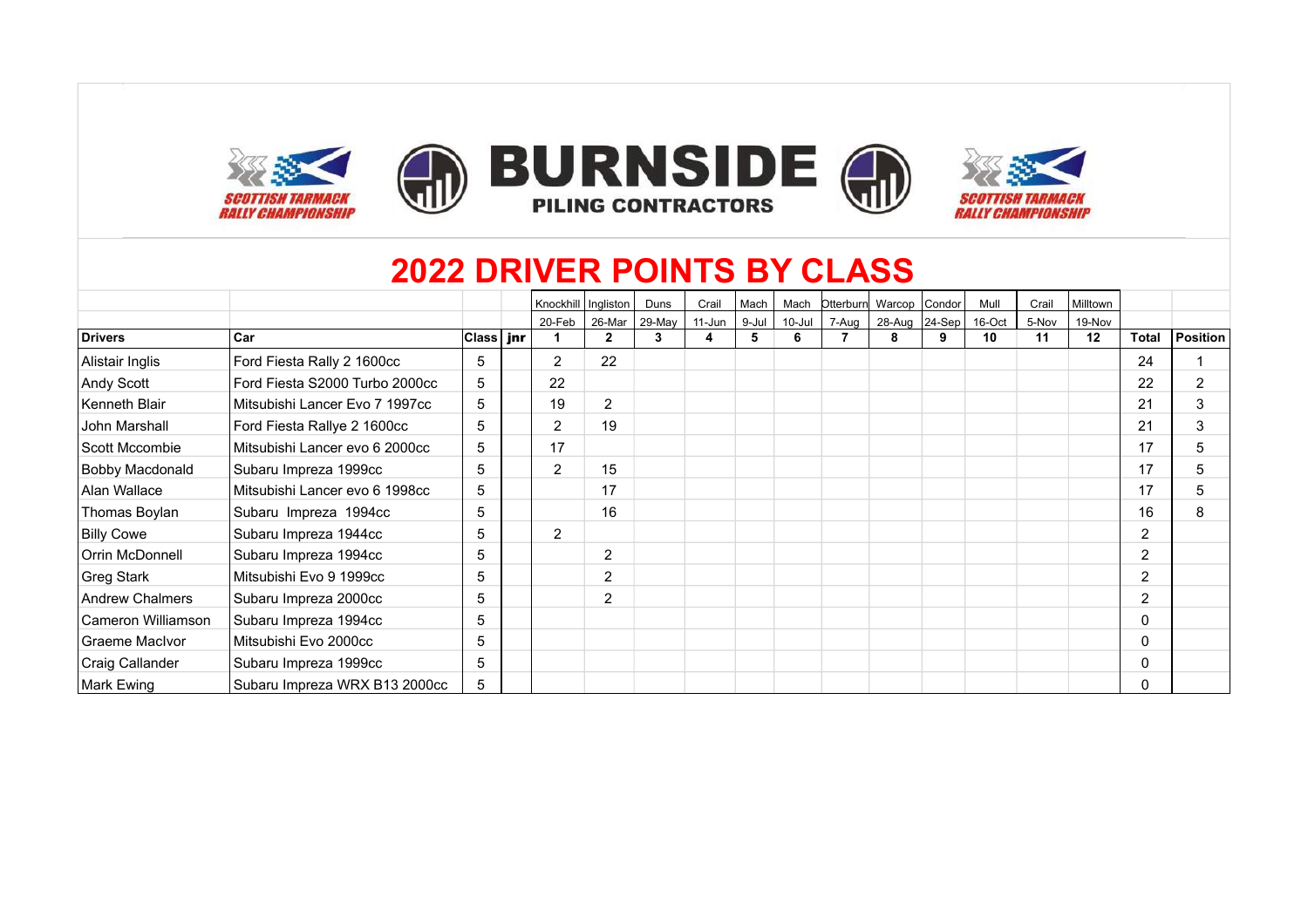SCOTTISH TARMACK RALLY CHAMPIONSHIP

BURNSIDE PILING CONTRACTORS

SCOTTISH TARMACK RALLY CHAMPIONSHIP

# 2022 DRIVER POINTS BY CLASS

| | | | | Knockhill | Ingliston | Duns | Crail | Mach | Mach | Otterburn | Warcop | Condor | Mull | Crail | Milltown | | |
|---|---|---|---|---|---|---|---|---|---|---|---|---|---|---|---|---|---|
| | | | | 20-Feb | 26-Mar | 29-May | 11-Jun | 9-Jul | 10-Jul | 7-Aug | 28-Aug | 24-Sep | 16-Oct | 5-Nov | 19-Nov | | |
| **Drivers** | **Car** | **Class** | **jnr** | **1** | **2** | **3** | **4** | **5** | **6** | **7** | **8** | **9** | **10** | **11** | **12** | **Total** | **Position** |
| Alistair Inglis | Ford Fiesta Rally 2 1600cc | 5 | | 2 | 22 | | | | | | | | | | | 24 | 1 |
| Andy Scott | Ford Fiesta S2000 Turbo 2000cc | 5 | | 22 | | | | | | | | | | | | 22 | 2 |
| Kenneth Blair | Mitsubishi Lancer Evo 7 1997cc | 5 | | 19 | 2 | | | | | | | | | | | 21 | 3 |
| John Marshall | Ford Fiesta Rallye 2 1600cc | 5 | | 2 | 19 | | | | | | | | | | | 21 | 3 |
| Scott Mccombie | Mitsubishi Lancer evo 6 2000cc | 5 | | 17 | | | | | | | | | | | | 17 | 5 |
| Bobby Macdonald | Subaru Impreza 1999cc | 5 | | 2 | 15 | | | | | | | | | | | 17 | 5 |
| Alan Wallace | Mitsubishi Lancer evo 6 1998cc | 5 | | | 17 | | | | | | | | | | | 17 | 5 |
| Thomas Boylan | Subaru Impreza 1994cc | 5 | | | 16 | | | | | | | | | | | 16 | 8 |
| Billy Cowe | Subaru Impreza 1944cc | 5 | | 2 | | | | | | | | | | | | 2 | |
| Orrin McDonnell | Subaru Impreza 1994cc | 5 | | | 2 | | | | | | | | | | | 2 | |
| Greg Stark | Mitsubishi Evo 9 1999cc | 5 | | | 2 | | | | | | | | | | | 2 | |
| Andrew Chalmers | Subaru Impreza 2000cc | 5 | | | 2 | | | | | | | | | | | 2 | |
| Cameron Williamson | Subaru Impreza 1994cc | 5 | | | | | | | | | | | | | | 0 | |
| Graeme MacIvor | Mitsubishi Evo 2000cc | 5 | | | | | | | | | | | | | | 0 | |
| Craig Callander | Subaru Impreza 1999cc | 5 | | | | | | | | | | | | | | 0 | |
| Mark Ewing | Subaru Impreza WRX B13 2000cc | 5 | | | | | | | | | | | | | | 0 | |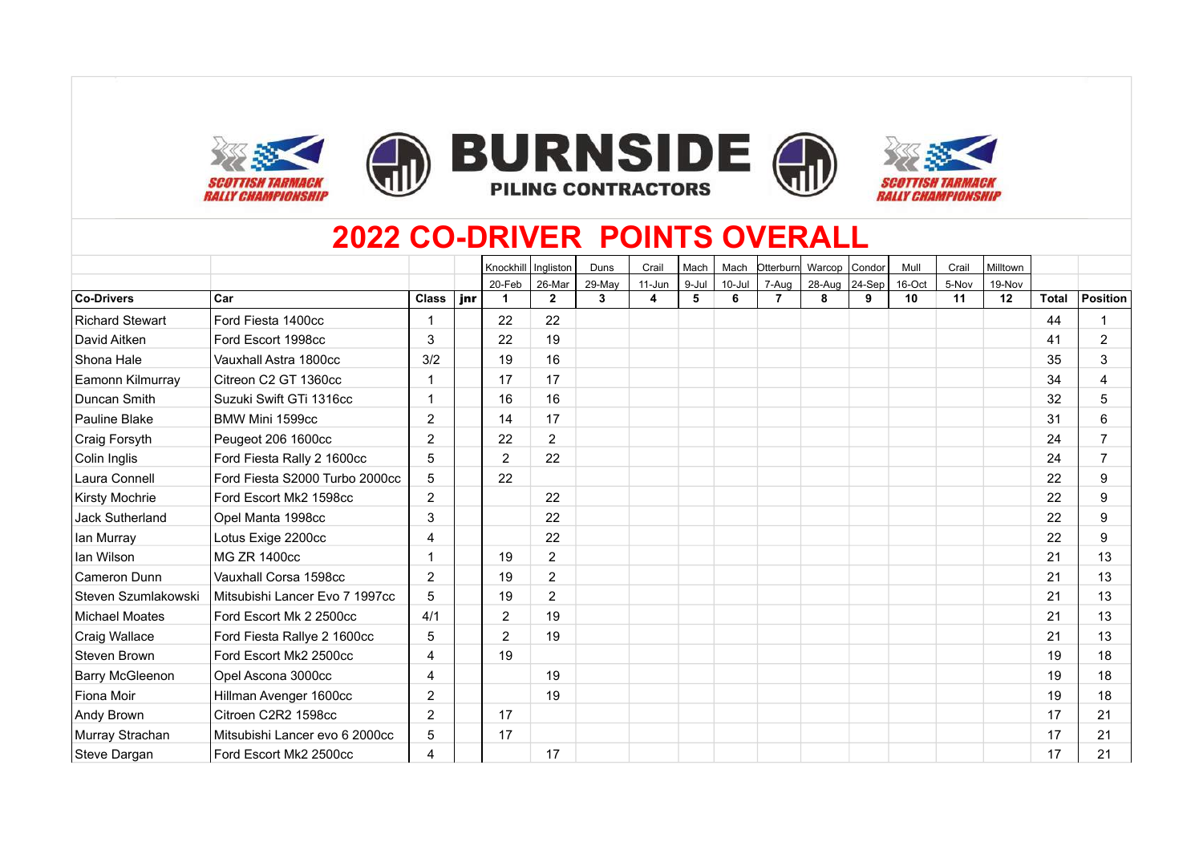BURNSIDE PILING CONTRACTORS

SCOTTISH TARMACK RALLY CHAMPIONSHIP

# 2022 CO-DRIVER POINTS OVERALL

| | | | | Knockhill | Ingliston | Duns | Crail | Mach | Mach | Otterburn | Warcop | Condor | Mull | Crail | Milltown | | |
|---|---|---|---|---|---|---|---|---|---|---|---|---|---|---|---|---|---|
| | | | | 20-Feb | 26-Mar | 29-May | 11-Jun | 9-Jul | 10-Jul | 7-Aug | 28-Aug | 24-Sep | 16-Oct | 5-Nov | 19-Nov | | |
| **Co-Drivers** | **Car** | **Class** | **jnr** | **1** | **2** | **3** | **4** | **5** | **6** | **7** | **8** | **9** | **10** | **11** | **12** | **Total** | **Position** |
| Richard Stewart | Ford Fiesta 1400cc | 1 | | 22 | 22 | | | | | | | | | | | 44 | 1 |
| David Aitken | Ford Escort 1998cc | 3 | | 22 | 19 | | | | | | | | | | | 41 | 2 |
| Shona Hale | Vauxhall Astra 1800cc | 3/2 | | 19 | 16 | | | | | | | | | | | 35 | 3 |
| Eamonn Kilmurray | Citreon C2 GT 1360cc | 1 | | 17 | 17 | | | | | | | | | | | 34 | 4 |
| Duncan Smith | Suzuki Swift GTi 1316cc | 1 | | 16 | 16 | | | | | | | | | | | 32 | 5 |
| Pauline Blake | BMW Mini 1599cc | 2 | | 14 | 17 | | | | | | | | | | | 31 | 6 |
| Craig Forsyth | Peugeot 206 1600cc | 2 | | 22 | 2 | | | | | | | | | | | 24 | 7 |
| Colin Inglis | Ford Fiesta Rally 2 1600cc | 5 | | 2 | 22 | | | | | | | | | | | 24 | 7 |
| Laura Connell | Ford Fiesta S2000 Turbo 2000cc | 5 | | 22 | | | | | | | | | | | | 22 | 9 |
| Kirsty Mochrie | Ford Escort Mk2 1598cc | 2 | | | 22 | | | | | | | | | | | 22 | 9 |
| Jack Sutherland | Opel Manta 1998cc | 3 | | | 22 | | | | | | | | | | | 22 | 9 |
| Ian Murray | Lotus Exige 2200cc | 4 | | | 22 | | | | | | | | | | | 22 | 9 |
| Ian Wilson | MG ZR 1400cc | 1 | | 19 | 2 | | | | | | | | | | | 21 | 13 |
| Cameron Dunn | Vauxhall Corsa 1598cc | 2 | | 19 | 2 | | | | | | | | | | | 21 | 13 |
| Steven Szumlakowski | Mitsubishi Lancer Evo 7 1997cc | 5 | | 19 | 2 | | | | | | | | | | | 21 | 13 |
| Michael Moates | Ford Escort Mk 2 2500cc | 4/1 | | 2 | 19 | | | | | | | | | | | 21 | 13 |
| Craig Wallace | Ford Fiesta Rallye 2 1600cc | 5 | | 2 | 19 | | | | | | | | | | | 21 | 13 |
| Steven Brown | Ford Escort Mk2 2500cc | 4 | | 19 | | | | | | | | | | | | 19 | 18 |
| Barry McGleenon | Opel Ascona 3000cc | 4 | | | 19 | | | | | | | | | | | 19 | 18 |
| Fiona Moir | Hillman Avenger 1600cc | 2 | | | 19 | | | | | | | | | | | 19 | 18 |
| Andy Brown | Citroen C2R2 1598cc | 2 | | 17 | | | | | | | | | | | | 17 | 21 |
| Murray Strachan | Mitsubishi Lancer evo 6 2000cc | 5 | | 17 | | | | | | | | | | | | 17 | 21 |
| Steve Dargan | Ford Escort Mk2 2500cc | 4 | | | 17 | | | | | | | | | | | 17 | 21 |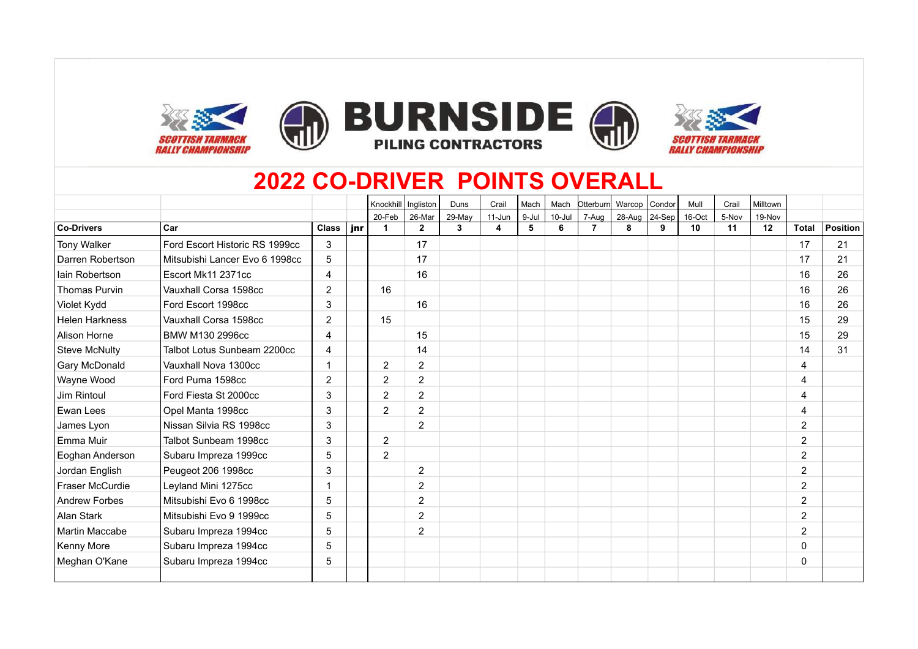BURNSIDE PILING CONTRACTORS

SCOTTISH TARMACK RALLY CHAMPIONSHIP

# 2022 CO-DRIVER POINTS OVERALL

| | | | | Knockhill | Ingliston | Duns | Crail | Mach | Mach | Otterburn | Warcop | Condor | Mull | Crail | Milltown | | |
|---|---|---|---|---|---|---|---|---|---|---|---|---|---|---|---|---|---|
| | | | | 20-Feb | 26-Mar | 29-May | 11-Jun | 9-Jul | 10-Jul | 7-Aug | 28-Aug | 24-Sep | 16-Oct | 5-Nov | 19-Nov | | |
| **Co-Drivers** | **Car** | **Class** | **jnr** | **1** | **2** | **3** | **4** | **5** | **6** | **7** | **8** | **9** | **10** | **11** | **12** | **Total** | **Position** |
| Tony Walker | Ford Escort Historic RS 1999cc | 3 | | | 17 | | | | | | | | | | | 17 | 21 |
| Darren Robertson | Mitsubishi Lancer Evo 6 1998cc | 5 | | | 17 | | | | | | | | | | | 17 | 21 |
| Iain Robertson | Escort Mk11 2371cc | 4 | | | 16 | | | | | | | | | | | 16 | 26 |
| Thomas Purvin | Vauxhall Corsa 1598cc | 2 | | 16 | | | | | | | | | | | | 16 | 26 |
| Violet Kydd | Ford Escort 1998cc | 3 | | | 16 | | | | | | | | | | | 16 | 26 |
| Helen Harkness | Vauxhall Corsa 1598cc | 2 | | 15 | | | | | | | | | | | | 15 | 29 |
| Alison Horne | BMW M130 2996cc | 4 | | | 15 | | | | | | | | | | | 15 | 29 |
| Steve McNulty | Talbot Lotus Sunbeam 2200cc | 4 | | | 14 | | | | | | | | | | | 14 | 31 |
| Gary McDonald | Vauxhall Nova 1300cc | 1 | | 2 | 2 | | | | | | | | | | | 4 | |
| Wayne Wood | Ford Puma 1598cc | 2 | | 2 | 2 | | | | | | | | | | | 4 | |
| Jim Rintoul | Ford Fiesta St 2000cc | 3 | | 2 | 2 | | | | | | | | | | | 4 | |
| Ewan Lees | Opel Manta 1998cc | 3 | | 2 | 2 | | | | | | | | | | | 4 | |
| James Lyon | Nissan Silvia RS 1998cc | 3 | | | 2 | | | | | | | | | | | 2 | |
| Emma Muir | Talbot Sunbeam 1998cc | 3 | | 2 | | | | | | | | | | | | 2 | |
| Eoghan Anderson | Subaru Impreza 1999cc | 5 | | 2 | | | | | | | | | | | | 2 | |
| Jordan English | Peugeot 206 1998cc | 3 | | | 2 | | | | | | | | | | | 2 | |
| Fraser McCurdie | Leyland Mini 1275cc | 1 | | | 2 | | | | | | | | | | | 2 | |
| Andrew Forbes | Mitsubishi Evo 6 1998cc | 5 | | | 2 | | | | | | | | | | | 2 | |
| Alan Stark | Mitsubishi Evo 9 1999cc | 5 | | | 2 | | | | | | | | | | | 2 | |
| Martin Maccabe | Subaru Impreza 1994cc | 5 | | | 2 | | | | | | | | | | | 2 | |
| Kenny More | Subaru Impreza 1994cc | 5 | | | | | | | | | | | | | | 0 | |
| Meghan O'Kane | Subaru Impreza 1994cc | 5 | | | | | | | | | | | | | | 0 | |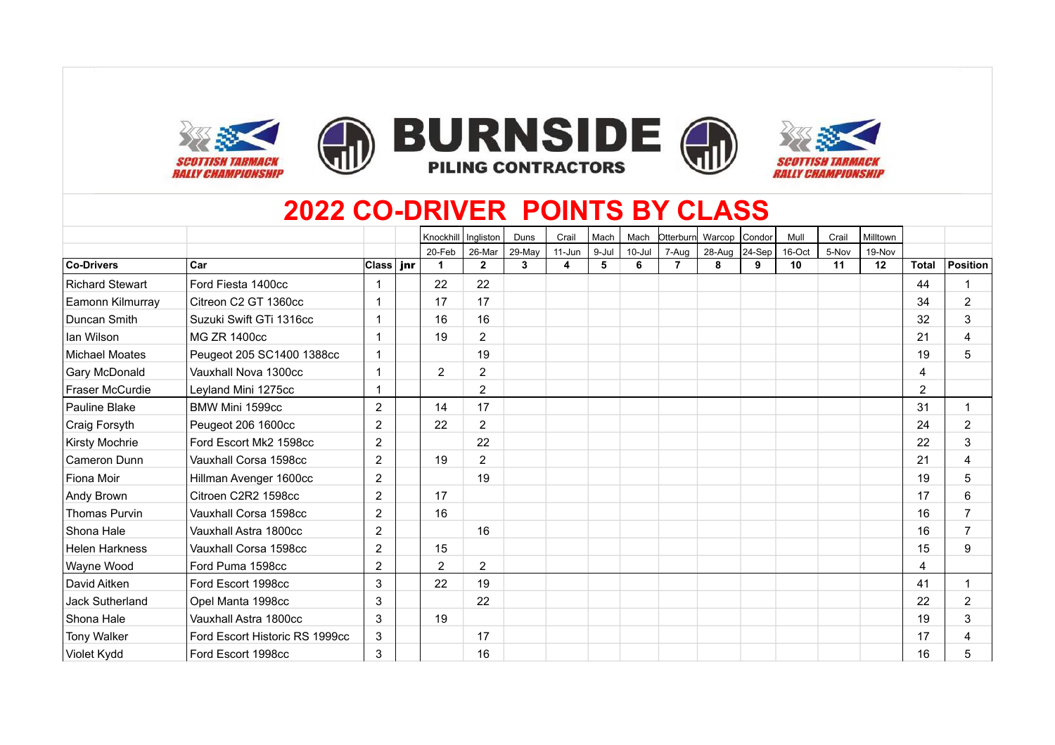# 2022 CO-DRIVER POINTS BY CLASS

| | | | | Knockhill | Ingliston | Duns | Crail | Mach | Mach | Otterburn | Warcop | Condor | Mull | Crail | Milltown | | |
|---|---|---|---|---|---|---|---|---|---|---|---|---|---|---|---|---|---|
| | | | | 20-Feb | 26-Mar | 29-May | 11-Jun | 9-Jul | 10-Jul | 7-Aug | 28-Aug | 24-Sep | 16-Oct | 5-Nov | 19-Nov | | |
| **Co-Drivers** | **Car** | **Class** | **jnr** | **1** | **2** | **3** | **4** | **5** | **6** | **7** | **8** | **9** | **10** | **11** | **12** | **Total** | **Position** |
| Richard Stewart | Ford Fiesta 1400cc | 1 | | 22 | 22 | | | | | | | | | | | 44 | 1 |
| Eamonn Kilmurray | Citreon C2 GT 1360cc | 1 | | 17 | 17 | | | | | | | | | | | 34 | 2 |
| Duncan Smith | Suzuki Swift GTi 1316cc | 1 | | 16 | 16 | | | | | | | | | | | 32 | 3 |
| Ian Wilson | MG ZR 1400cc | 1 | | 19 | 2 | | | | | | | | | | | 21 | 4 |
| Michael Moates | Peugeot 205 SC1400 1388cc | 1 | | | 19 | | | | | | | | | | | 19 | 5 |
| Gary McDonald | Vauxhall Nova 1300cc | 1 | | 2 | 2 | | | | | | | | | | | 4 | |
| Fraser McCurdie | Leyland Mini 1275cc | 1 | | | 2 | | | | | | | | | | | 2 | |
| Pauline Blake | BMW Mini 1599cc | 2 | | 14 | 17 | | | | | | | | | | | 31 | 1 |
| Craig Forsyth | Peugeot 206 1600cc | 2 | | 22 | 2 | | | | | | | | | | | 24 | 2 |
| Kirsty Mochrie | Ford Escort Mk2 1598cc | 2 | | | 22 | | | | | | | | | | | 22 | 3 |
| Cameron Dunn | Vauxhall Corsa 1598cc | 2 | | 19 | 2 | | | | | | | | | | | 21 | 4 |
| Fiona Moir | Hillman Avenger 1600cc | 2 | | | 19 | | | | | | | | | | | 19 | 5 |
| Andy Brown | Citroen C2R2 1598cc | 2 | | 17 | | | | | | | | | | | | 17 | 6 |
| Thomas Purvin | Vauxhall Corsa 1598cc | 2 | | 16 | | | | | | | | | | | | 16 | 7 |
| Shona Hale | Vauxhall Astra 1800cc | 2 | | | 16 | | | | | | | | | | | 16 | 7 |
| Helen Harkness | Vauxhall Corsa 1598cc | 2 | | 15 | | | | | | | | | | | | 15 | 9 |
| Wayne Wood | Ford Puma 1598cc | 2 | | 2 | 2 | | | | | | | | | | | 4 | |
| David Aitken | Ford Escort 1998cc | 3 | | 22 | 19 | | | | | | | | | | | 41 | 1 |
| Jack Sutherland | Opel Manta 1998cc | 3 | | | 22 | | | | | | | | | | | 22 | 2 |
| Shona Hale | Vauxhall Astra 1800cc | 3 | | 19 | | | | | | | | | | | | 19 | 3 |
| Tony Walker | Ford Escort Historic RS 1999cc | 3 | | | 17 | | | | | | | | | | | 17 | 4 |
| Violet Kydd | Ford Escort 1998cc | 3 | | | 16 | | | | | | | | | | | 16 | 5 |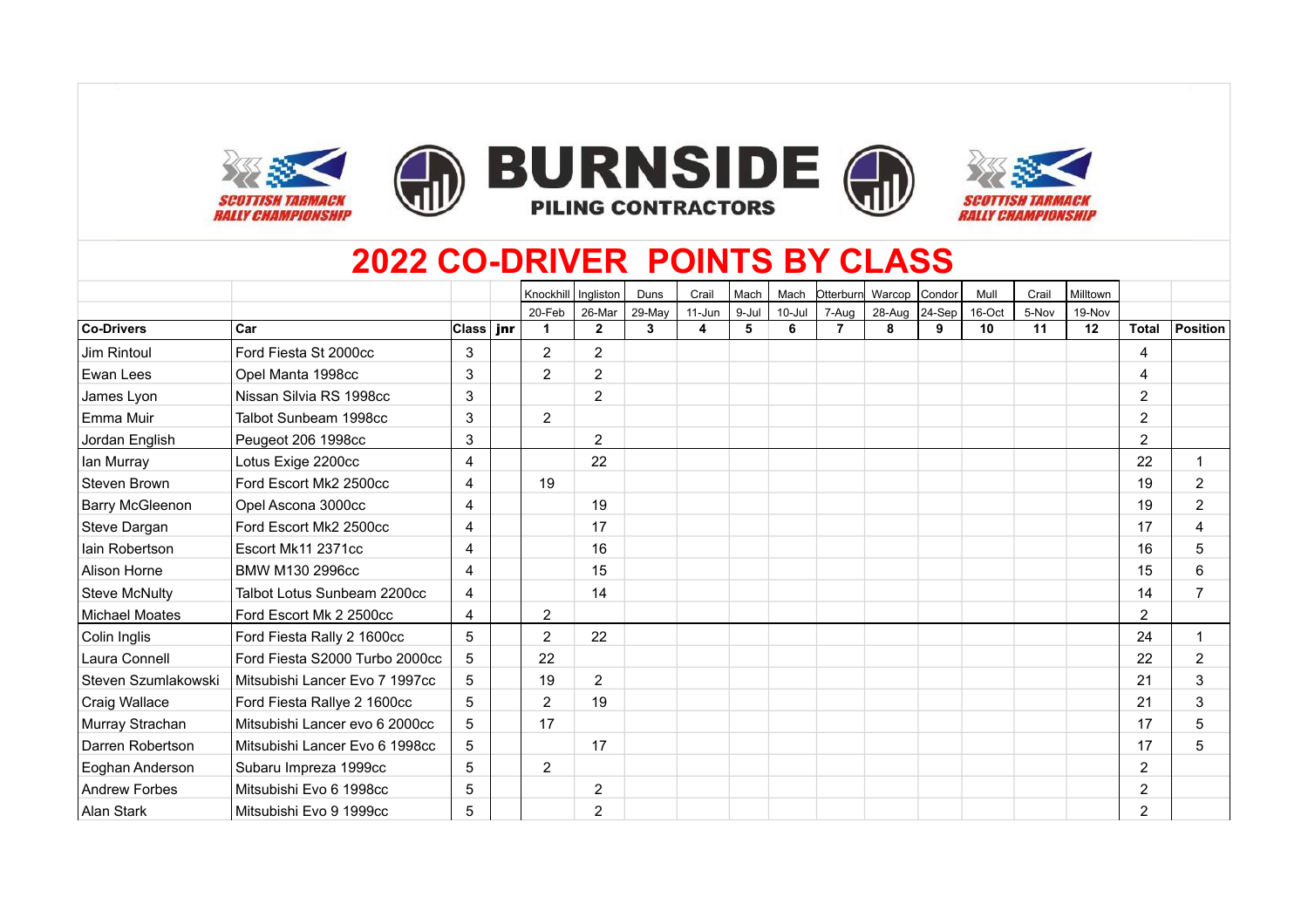# 2022 CO-DRIVER POINTS BY CLASS

| | | | | Knockhill | Ingliston | Duns | Crail | Mach | Mach | Otterburn | Warcop | Condor | Mull | Crail | Milltown | | |
|---|---|---|---|---|---|---|---|---|---|---|---|---|---|---|---|---|---|
| | | | | 20-Feb | 26-Mar | 29-May | 11-Jun | 9-Jul | 10-Jul | 7-Aug | 28-Aug | 24-Sep | 16-Oct | 5-Nov | 19-Nov | | |
| **Co-Drivers** | **Car** | **Class** | **jnr** | **1** | **2** | **3** | **4** | **5** | **6** | **7** | **8** | **9** | **10** | **11** | **12** | **Total** | **Position** |
| Jim Rintoul | Ford Fiesta St 2000cc | 3 | | 2 | 2 | | | | | | | | | | | 4 | |
| Ewan Lees | Opel Manta 1998cc | 3 | | 2 | 2 | | | | | | | | | | | 4 | |
| James Lyon | Nissan Silvia RS 1998cc | 3 | | | 2 | | | | | | | | | | | 2 | |
| Emma Muir | Talbot Sunbeam 1998cc | 3 | | 2 | | | | | | | | | | | | 2 | |
| Jordan English | Peugeot 206 1998cc | 3 | | | 2 | | | | | | | | | | | 2 | |
| Ian Murray | Lotus Exige 2200cc | 4 | | | 22 | | | | | | | | | | | 22 | 1 |
| Steven Brown | Ford Escort Mk2 2500cc | 4 | | 19 | | | | | | | | | | | | 19 | 2 |
| Barry McGleenon | Opel Ascona 3000cc | 4 | | | 19 | | | | | | | | | | | 19 | 2 |
| Steve Dargan | Ford Escort Mk2 2500cc | 4 | | | 17 | | | | | | | | | | | 17 | 4 |
| Iain Robertson | Escort Mk11 2371cc | 4 | | | 16 | | | | | | | | | | | 16 | 5 |
| Alison Horne | BMW M130 2996cc | 4 | | | 15 | | | | | | | | | | | 15 | 6 |
| Steve McNulty | Talbot Lotus Sunbeam 2200cc | 4 | | | 14 | | | | | | | | | | | 14 | 7 |
| Michael Moates | Ford Escort Mk 2 2500cc | 4 | | 2 | | | | | | | | | | | | 2 | |
| Colin Inglis | Ford Fiesta Rally 2 1600cc | 5 | | 2 | 22 | | | | | | | | | | | 24 | 1 |
| Laura Connell | Ford Fiesta S2000 Turbo 2000cc | 5 | | 22 | | | | | | | | | | | | 22 | 2 |
| Steven Szumlakowski | Mitsubishi Lancer Evo 7 1997cc | 5 | | 19 | 2 | | | | | | | | | | | 21 | 3 |
| Craig Wallace | Ford Fiesta Rallye 2 1600cc | 5 | | 2 | 19 | | | | | | | | | | | 21 | 3 |
| Murray Strachan | Mitsubishi Lancer evo 6 2000cc | 5 | | 17 | | | | | | | | | | | | 17 | 5 |
| Darren Robertson | Mitsubishi Lancer Evo 6 1998cc | 5 | | | 17 | | | | | | | | | | | 17 | 5 |
| Eoghan Anderson | Subaru Impreza 1999cc | 5 | | 2 | | | | | | | | | | | | 2 | |
| Andrew Forbes | Mitsubishi Evo 6 1998cc | 5 | | | 2 | | | | | | | | | | | 2 | |
| Alan Stark | Mitsubishi Evo 9 1999cc | 5 | | | 2 | | | | | | | | | | | 2 | |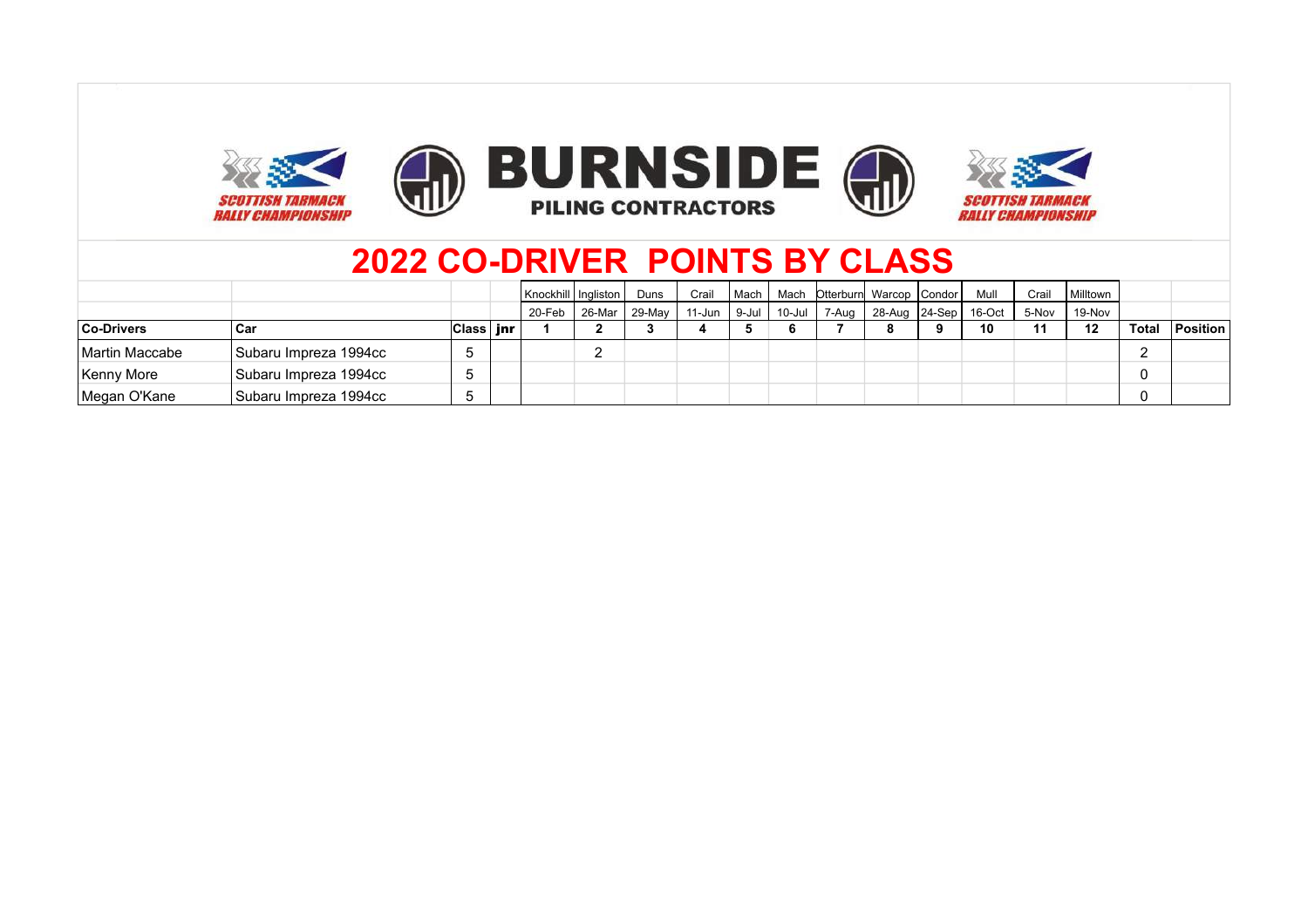SCOTTISH TARMACK RALLY CHAMPIONSHIP

BURNSIDE PILING CONTRACTORS

SCOTTISH TARMACK RALLY CHAMPIONSHIP

# 2022 CO-DRIVER POINTS BY CLASS

| | | | | Knockhill | Ingliston | Duns | Crail | Mach | Mach | Otterburn | Warcop | Condor | Mull | Crail | Milltown | | |
|---|---|---|---|---|---|---|---|---|---|---|---|---|---|---|---|---|---|
| | | | | 20-Feb | 26-Mar | 29-May | 11-Jun | 9-Jul | 10-Jul | 7-Aug | 28-Aug | 24-Sep | 16-Oct | 5-Nov | 19-Nov | | |
| **Co-Drivers** | **Car** | **Class** | **jnr** | **1** | **2** | **3** | **4** | **5** | **6** | **7** | **8** | **9** | **10** | **11** | **12** | **Total** | **Position** |
| Martin Maccabe | Subaru Impreza 1994cc | 5 | | | 2 | | | | | | | | | | | 2 | |
| Kenny More | Subaru Impreza 1994cc | 5 | | | | | | | | | | | | | | 0 | |
| Megan O'Kane | Subaru Impreza 1994cc | 5 | | | | | | | | | | | | | | 0 | |